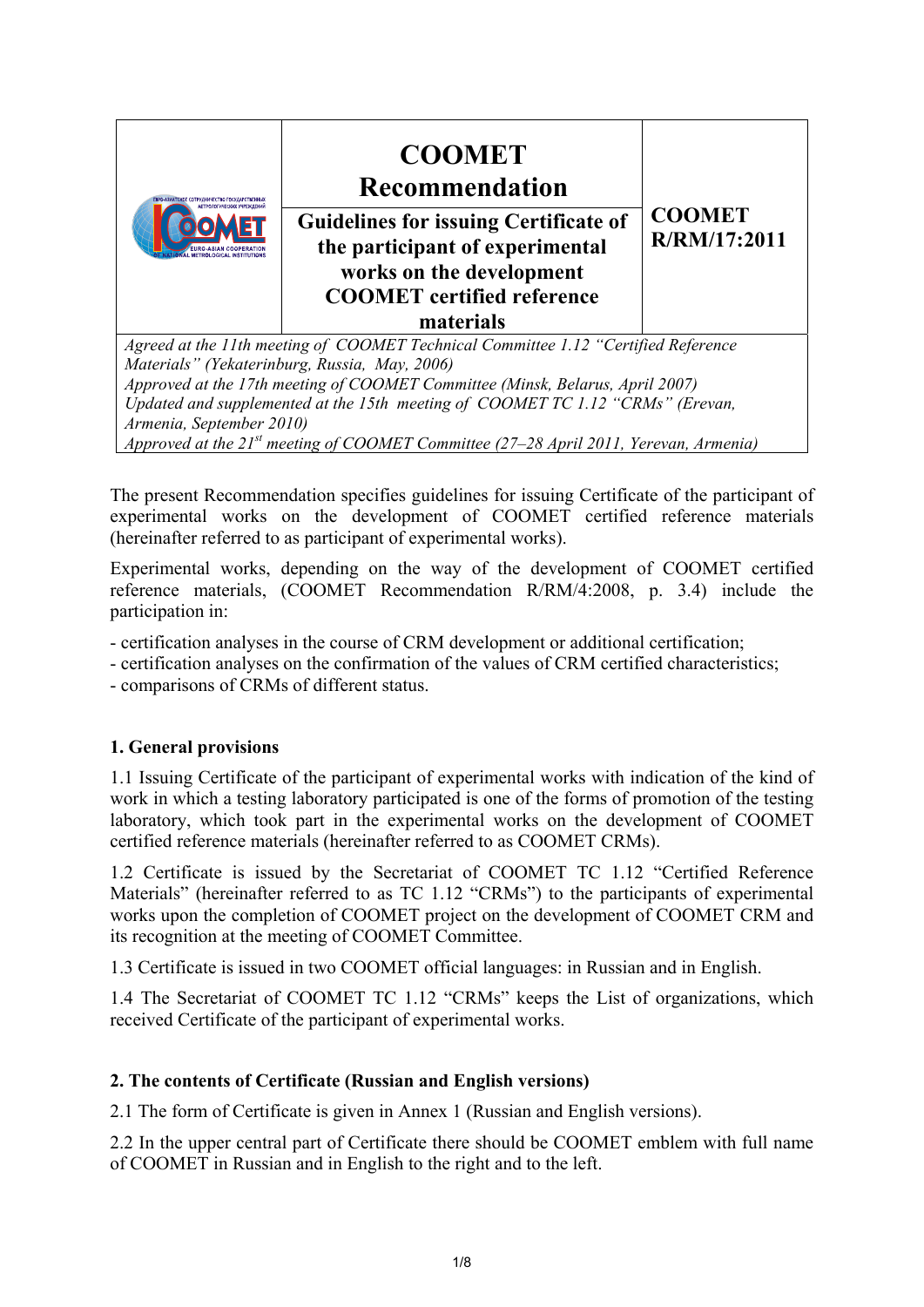| | COOMET Recommendation | COOMET R/RM/17:2011 |
|---|---|---|
| | **Guidelines for issuing Certificate of the participant of experimental works on the development COOMET certified reference materials** | |

*Agreed at the 11th meeting of COOMET Technical Committee 1.12 "Certified Reference Materials" (Yekaterinburg, Russia, May, 2006)*
*Approved at the 17th meeting of COOMET Committee (Minsk, Belarus, April 2007)*
*Updated and supplemented at the 15th meeting of COOMET TC 1.12 "CRMs" (Erevan, Armenia, September 2010)*
*Approved at the 21st meeting of COOMET Committee (27–28 April 2011, Yerevan, Armenia)*

The present Recommendation specifies guidelines for issuing Certificate of the participant of experimental works on the development of COOMET certified reference materials (hereinafter referred to as participant of experimental works).

Experimental works, depending on the way of the development of COOMET certified reference materials, (COOMET Recommendation R/RM/4:2008, p. 3.4) include the participation in:

- certification analyses in the course of CRM development or additional certification;
- certification analyses on the confirmation of the values of CRM certified characteristics;
- comparisons of CRMs of different status.

## 1. General provisions

1.1 Issuing Certificate of the participant of experimental works with indication of the kind of work in which a testing laboratory participated is one of the forms of promotion of the testing laboratory, which took part in the experimental works on the development of COOMET certified reference materials (hereinafter referred to as COOMET CRMs).

1.2 Certificate is issued by the Secretariat of COOMET TC 1.12 "Certified Reference Materials" (hereinafter referred to as TC 1.12 "CRMs") to the participants of experimental works upon the completion of COOMET project on the development of COOMET CRM and its recognition at the meeting of COOMET Committee.

1.3 Certificate is issued in two COOMET official languages: in Russian and in English.

1.4 The Secretariat of COOMET TC 1.12 "CRMs" keeps the List of organizations, which received Certificate of the participant of experimental works.

## 2. The contents of Certificate (Russian and English versions)

2.1 The form of Certificate is given in Annex 1 (Russian and English versions).

2.2 In the upper central part of Certificate there should be COOMET emblem with full name of COOMET in Russian and in English to the right and to the left.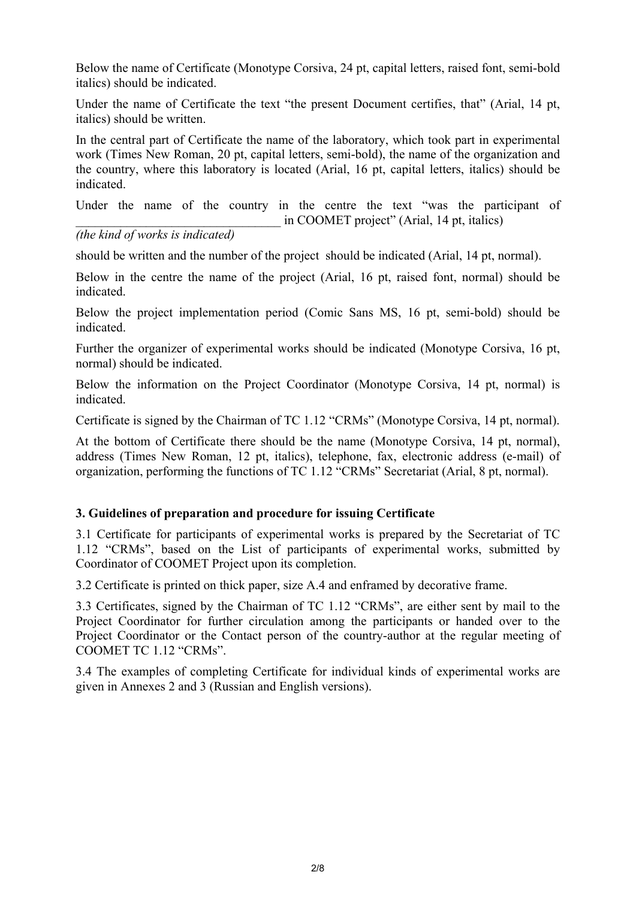Below the name of Certificate (Monotype Corsiva, 24 pt, capital letters, raised font, semi-bold italics) should be indicated.

Under the name of Certificate the text "the present Document certifies, that" (Arial, 14 pt, italics) should be written.

In the central part of Certificate the name of the laboratory, which took part in experimental work (Times New Roman, 20 pt, capital letters, semi-bold), the name of the organization and the country, where this laboratory is located (Arial, 16 pt, capital letters, italics) should be indicated.

Under the name of the country in the centre the text "was the participant of ________________________________ in COOMET project" (Arial, 14 pt, italics)
*(the kind of works is indicated)*

should be written and the number of the project should be indicated (Arial, 14 pt, normal).

Below in the centre the name of the project (Arial, 16 pt, raised font, normal) should be indicated.

Below the project implementation period (Comic Sans MS, 16 pt, semi-bold) should be indicated.

Further the organizer of experimental works should be indicated (Monotype Corsiva, 16 pt, normal) should be indicated.

Below the information on the Project Coordinator (Monotype Corsiva, 14 pt, normal) is indicated.

Certificate is signed by the Chairman of TC 1.12 "CRMs" (Monotype Corsiva, 14 pt, normal).

At the bottom of Certificate there should be the name (Monotype Corsiva, 14 pt, normal), address (Times New Roman, 12 pt, italics), telephone, fax, electronic address (e-mail) of organization, performing the functions of TC 1.12 "CRMs" Secretariat (Arial, 8 pt, normal).

### 3. Guidelines of preparation and procedure for issuing Certificate

3.1 Certificate for participants of experimental works is prepared by the Secretariat of TC 1.12 "CRMs", based on the List of participants of experimental works, submitted by Coordinator of COOMET Project upon its completion.

3.2 Certificate is printed on thick paper, size A.4 and enframed by decorative frame.

3.3 Certificates, signed by the Chairman of TC 1.12 "CRMs", are either sent by mail to the Project Coordinator for further circulation among the participants or handed over to the Project Coordinator or the Contact person of the country-author at the regular meeting of COOMET TC 1.12 "CRMs".

3.4 The examples of completing Certificate for individual kinds of experimental works are given in Annexes 2 and 3 (Russian and English versions).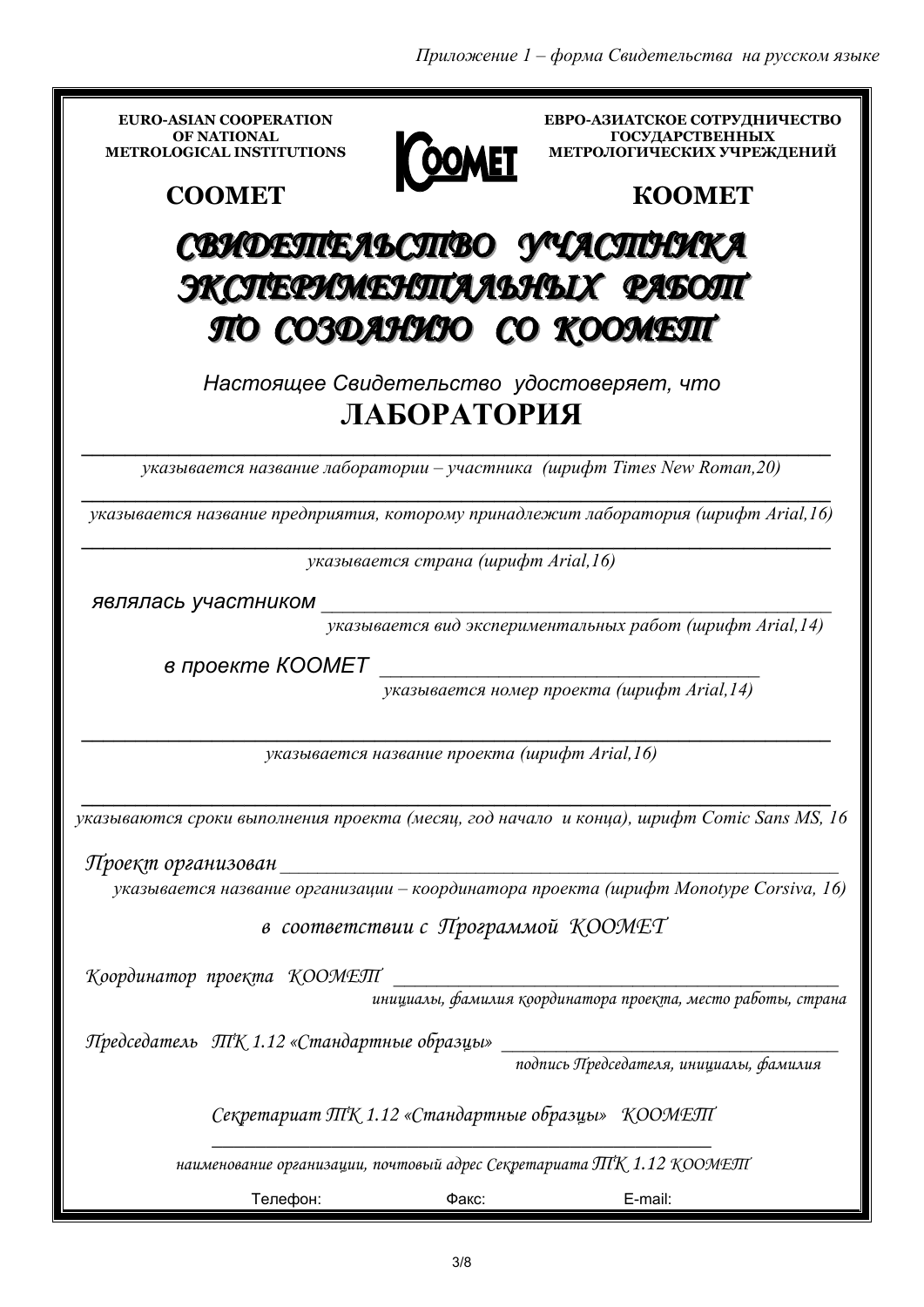*Приложение 1 – форма Свидетельства на русском языке*

| EURO-ASIAN COOPERATION OF NATIONAL METROLOGICAL INSTITUTIONS | | ЕВРО-АЗИАТСКОЕ СОТРУДНИЧЕСТВО ГОСУДАРСТВЕННЫХ МЕТРОЛОГИЧЕСКИХ УЧРЕЖДЕНИЙ |
|---|---|---|
| **COOMET** | COOMET | **КООМЕТ** |

# СВИДЕТЕЛЬСТВО УЧАСТНИКА ЭКСПЕРИМЕНТАЛЬНЫХ РАБОТ ПО СОЗДАНИЮ СО КООМЕТ

*Настоящее Свидетельство удостоверяет, что*

## ЛАБОРАТОРИЯ

\_\_\_\_\_\_\_\_\_\_\_\_\_\_\_\_\_\_\_\_\_\_\_\_\_\_\_\_\_\_\_\_\_\_\_\_\_\_\_\_\_\_\_\_\_\_\_\_\_\_\_\_

*указывается название лаборатории – участника (шрифт Times New Roman,20)*

\_\_\_\_\_\_\_\_\_\_\_\_\_\_\_\_\_\_\_\_\_\_\_\_\_\_\_\_\_\_\_\_\_\_\_\_\_\_\_\_\_\_\_\_\_\_\_\_\_\_\_\_

*указывается название предприятия, которому принадлежит лаборатория (шрифт Arial,16)*

\_\_\_\_\_\_\_\_\_\_\_\_\_\_\_\_\_\_\_\_\_\_\_\_\_\_\_\_\_\_\_\_\_\_\_\_\_\_\_\_\_\_\_\_\_\_\_\_\_\_\_\_

*указывается страна (шрифт Arial,16)*

*являлась участником* \_\_\_\_\_\_\_\_\_\_\_\_\_\_\_\_\_\_\_\_\_\_\_\_\_\_\_\_\_\_\_\_\_\_\_\_\_\_\_\_

*указывается вид экспериментальных работ (шрифт Arial,14)*

*в проекте КООМЕТ* \_\_\_\_\_\_\_\_\_\_\_\_\_\_\_\_\_\_\_\_\_\_\_\_\_\_\_\_\_\_\_\_\_

*указывается номер проекта (шрифт Arial,14)*

\_\_\_\_\_\_\_\_\_\_\_\_\_\_\_\_\_\_\_\_\_\_\_\_\_\_\_\_\_\_\_\_\_\_\_\_\_\_\_\_\_\_\_\_\_\_\_\_\_\_\_\_

*указывается название проекта (шрифт Arial,16)*

\_\_\_\_\_\_\_\_\_\_\_\_\_\_\_\_\_\_\_\_\_\_\_\_\_\_\_\_\_\_\_\_\_\_\_\_\_\_\_\_\_\_\_\_\_\_\_\_\_\_\_\_

*указываются сроки выполнения проекта (месяц, год начало и конца), шрифт Comic Sans MS, 16*

*Проект организован* \_\_\_\_\_\_\_\_\_\_\_\_\_\_\_\_\_\_\_\_\_\_\_\_\_\_\_\_\_\_\_\_\_\_\_\_\_\_\_\_

*указывается название организации – координатора проекта (шрифт Monotype Corsiva, 16)*

*в соответствии с Программой КООМЕТ*

*Координатор проекта КООМЕТ* \_\_\_\_\_\_\_\_\_\_\_\_\_\_\_\_\_\_\_\_\_\_\_\_\_\_\_\_\_\_\_\_\_\_\_\_

*инициалы, фамилия координатора проекта, место работы, страна*

*Председатель ТК 1.12 «Стандартные образцы»* \_\_\_\_\_\_\_\_\_\_\_\_\_\_\_\_\_\_\_\_\_\_\_\_\_\_\_

*подпись Председателя, инициалы, фамилия*

*Секретариат ТК 1.12 «Стандартные образцы» КООМЕТ*

\_\_\_\_\_\_\_\_\_\_\_\_\_\_\_\_\_\_\_\_\_\_\_\_\_\_\_\_\_\_\_\_\_\_\_\_\_\_\_\_\_\_\_\_

*наименование организации, почтовый адрес Секретариата ТК 1.12 КООМЕТ*

Телефон: Факс: E-mail: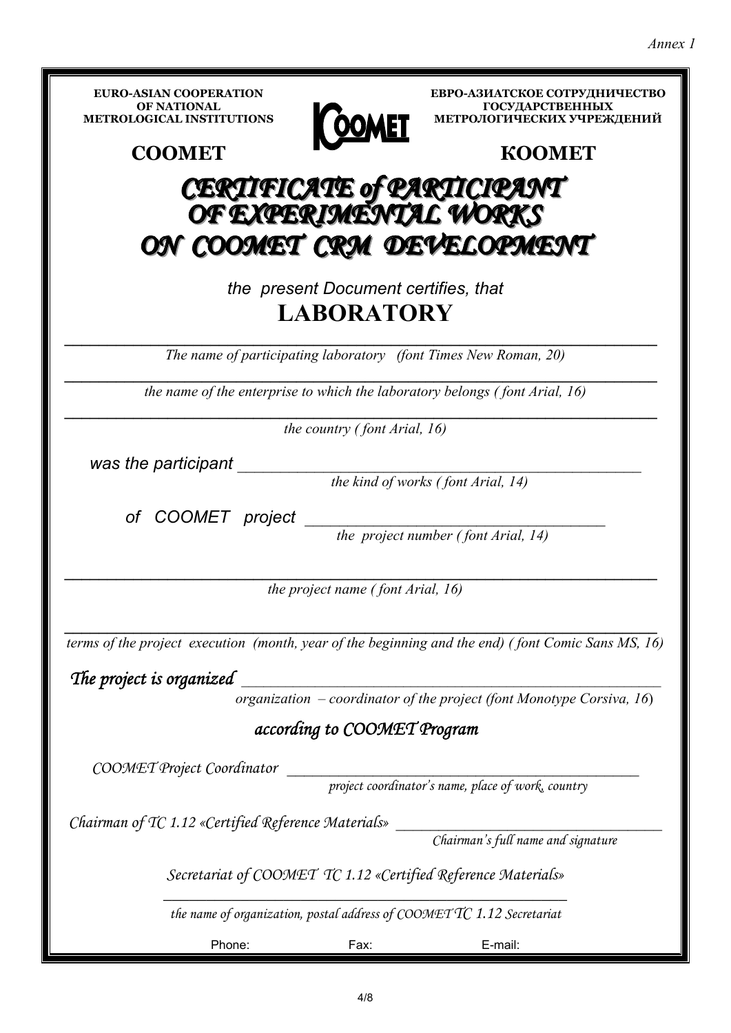*Annex 1*

| **EURO-ASIAN COOPERATION OF NATIONAL METROLOGICAL INSTITUTIONS** | **COOMET** | **ЕВРО-АЗИАТСКОЕ СОТРУДНИЧЕСТВО ГОСУДАРСТВЕННЫХ МЕТРОЛОГИЧЕСКИХ УЧРЕЖДЕНИЙ** |
|---|---|---|
| **COOMET** | | **КООМЕТ** |

# *CERTIFICATE of PARTICIPANT OF EXPERIMENTAL WORKS ON COOMET CRM DEVELOPMENT*

*the present Document certifies, that*

## LABORATORY

\_\_\_\_\_\_\_\_\_\_\_\_\_\_\_\_\_\_\_\_\_\_\_\_\_\_\_\_\_\_\_\_\_\_\_\_\_\_\_\_\_\_\_\_\_\_\_\_\_\_\_\_\_\_\_\_\_\_

*The name of participating laboratory (font Times New Roman, 20)*

\_\_\_\_\_\_\_\_\_\_\_\_\_\_\_\_\_\_\_\_\_\_\_\_\_\_\_\_\_\_\_\_\_\_\_\_\_\_\_\_\_\_\_\_\_\_\_\_\_\_\_\_\_\_\_\_\_\_

*the name of the enterprise to which the laboratory belongs ( font Arial, 16)*

\_\_\_\_\_\_\_\_\_\_\_\_\_\_\_\_\_\_\_\_\_\_\_\_\_\_\_\_\_\_\_\_\_\_\_\_\_\_\_\_\_\_\_\_\_\_\_\_\_\_\_\_\_\_\_\_\_\_

*the country ( font Arial, 16)*

*was the participant* \_\_\_\_\_\_\_\_\_\_\_\_\_\_\_\_\_\_\_\_\_\_\_\_\_\_\_\_\_\_\_\_\_\_\_\_\_\_\_\_\_\_\_\_

*the kind of works ( font Arial, 14)*

*of COOMET project* \_\_\_\_\_\_\_\_\_\_\_\_\_\_\_\_\_\_\_\_\_\_\_\_\_\_\_\_\_\_\_\_\_\_\_\_

*the project number ( font Arial, 14)*

\_\_\_\_\_\_\_\_\_\_\_\_\_\_\_\_\_\_\_\_\_\_\_\_\_\_\_\_\_\_\_\_\_\_\_\_\_\_\_\_\_\_\_\_\_\_\_\_\_\_\_\_\_\_\_\_\_\_

*the project name ( font Arial, 16)*

\_\_\_\_\_\_\_\_\_\_\_\_\_\_\_\_\_\_\_\_\_\_\_\_\_\_\_\_\_\_\_\_\_\_\_\_\_\_\_\_\_\_\_\_\_\_\_\_\_\_\_\_\_\_\_\_\_\_

*terms of the project execution (month, year of the beginning and the end) ( font Comic Sans MS, 16)*

*The project is organized* \_\_\_\_\_\_\_\_\_\_\_\_\_\_\_\_\_\_\_\_\_\_\_\_\_\_\_\_\_\_\_\_\_\_\_\_\_\_\_\_\_\_\_\_

*organization – coordinator of the project (font Monotype Corsiva, 16)*

*according to COOMET Program*

*COOMET Project Coordinator* \_\_\_\_\_\_\_\_\_\_\_\_\_\_\_\_\_\_\_\_\_\_\_\_\_\_\_\_\_\_\_\_\_\_\_\_\_\_\_\_\_\_

*project coordinator's name, place of work, country*

*Chairman of TC 1.12 «Certified Reference Materials»* \_\_\_\_\_\_\_\_\_\_\_\_\_\_\_\_\_\_\_\_\_\_\_\_\_\_\_\_\_\_

*Chairman's full name and signature*

*Secretariat of COOMET TC 1.12 «Certified Reference Materials»*

\_\_\_\_\_\_\_\_\_\_\_\_\_\_\_\_\_\_\_\_\_\_\_\_\_\_\_\_\_\_\_\_\_\_\_\_\_\_\_\_\_\_\_\_\_\_\_\_\_\_\_\_

*the name of organization, postal address of COOMET TC 1.12 Secretariat*

Phone: Fax: E-mail: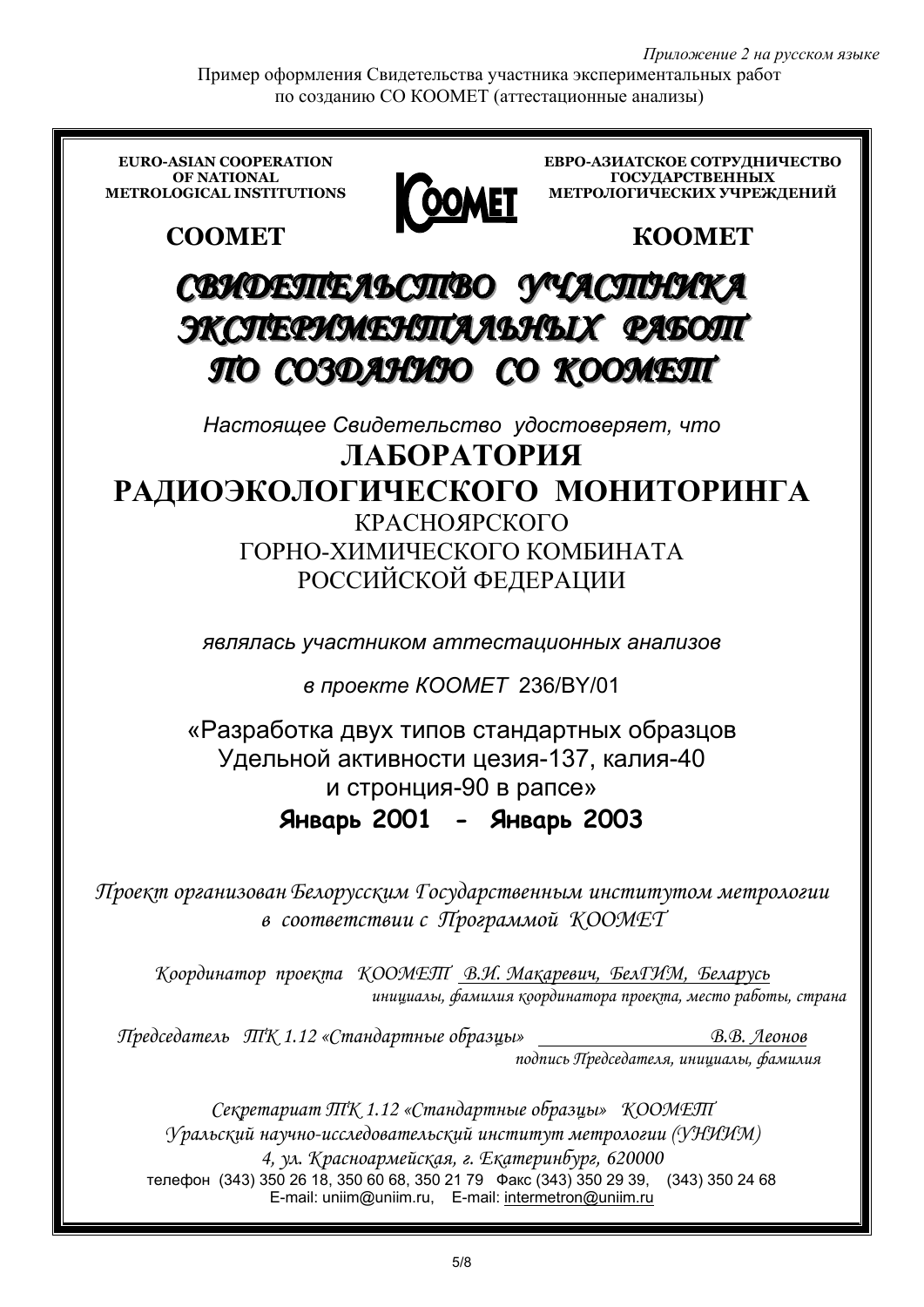*Приложение 2 на русском языке*

Пример оформления Свидетельства участника экспериментальных работ по созданию СО КООМЕТ (аттестационные анализы)

**EURO-ASIAN COOPERATION OF NATIONAL METROLOGICAL INSTITUTIONS**

**COOMET**

**ЕВРО-АЗИАТСКОЕ СОТРУДНИЧЕСТВО ГОСУДАРСТВЕННЫХ МЕТРОЛОГИЧЕСКИХ УЧРЕЖДЕНИЙ**

**КООМЕТ**

# *СВИДЕТЕЛЬСТВО УЧАСТНИКА ЭКСПЕРИМЕНТАЛЬНЫХ РАБОТ ПО СОЗДАНИЮ СО КООМЕТ*

*Настоящее Свидетельство удостоверяет, что*

**ЛАБОРАТОРИЯ РАДИОЭКОЛОГИЧЕСКОГО МОНИТОРИНГА**

КРАСНОЯРСКОГО ГОРНО-ХИМИЧЕСКОГО КОМБИНАТА РОССИЙСКОЙ ФЕДЕРАЦИИ

*являлась участником аттестационных анализов*

*в проекте КООМЕТ* 236/BY/01

«Разработка двух типов стандартных образцов Удельной активности цезия-137, калия-40 и стронция-90 в рапсе»

**Январь 2001 - Январь 2003**

*Проект организован Белорусским Государственным институтом метрологии в соответствии с Программой КООМЕТ*

*Координатор проекта КООМЕТ* *В.И. Макаревич, БелГИМ, Беларусь*
*инициалы, фамилия координатора проекта, место работы, страна*

*Председатель ТК 1.12 «Стандартные образцы»* ________________ *В.В. Леонов*
*подпись Председателя, инициалы, фамилия*

*Секретариат ТК 1.12 «Стандартные образцы» КООМЕТ*
*Уральский научно-исследовательский институт метрологии (УНИИМ)*
*4, ул. Красноармейская, г. Екатеринбург, 620000*
телефон (343) 350 26 18, 350 60 68, 350 21 79 Факс (343) 350 29 39, (343) 350 24 68
E-mail: uniim@uniim.ru, E-mail: intermetron@uniim.ru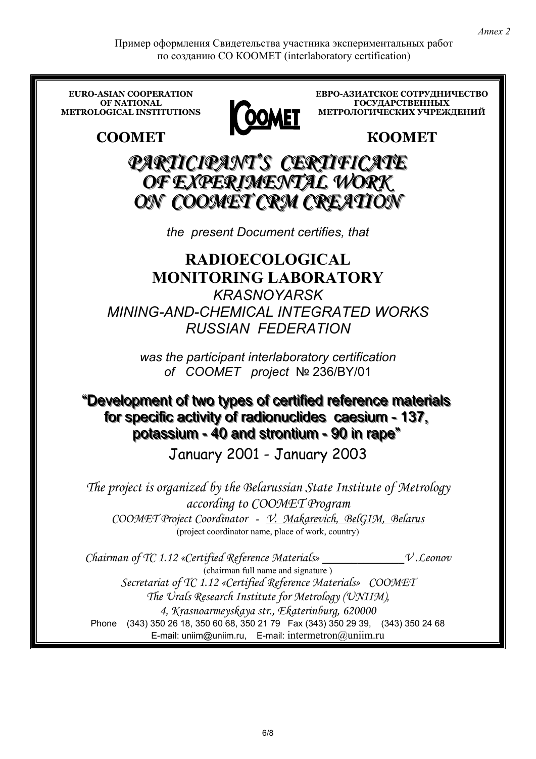*Annex 2*

Пример оформления Свидетельства участника экспериментальных работ по созданию СО КООМЕТ (interlaboratory certification)

**EURO-ASIAN COOPERATION OF NATIONAL METROLOGICAL INSTITUTIONS**

**ЕВРО-АЗИАТСКОЕ СОТРУДНИЧЕСТВО ГОСУДАРСТВЕННЫХ МЕТРОЛОГИЧЕСКИХ УЧРЕЖДЕНИЙ**

COOMET

**COOMET** **КООМЕТ**

# *PARTICIPANT'S CERTIFICATE OF EXPERIMENTAL WORK ON COOMET CRM CREATION*

*the present Document certifies, that*

## RADIOECOLOGICAL MONITORING LABORATORY

*KRASNOYARSK*
*MINING-AND-CHEMICAL INTEGRATED WORKS*
*RUSSIAN FEDERATION*

*was the participant interlaboratory certification of COOMET project* № 236/BY/01

**"Development of two types of certified reference materials for specific activity of radionuclides caesium - 137, potassium - 40 and strontium - 90 in rape"**

January 2001 - January 2003

*The project is organized by the Belarussian State Institute of Metrology according to COOMET Program*

*COOMET Project Coordinator - V. Makarevich, BelGIM, Belarus*
(project coordinator name, place of work, country)

*Chairman of TC 1.12 «Certified Reference Materials»* \_\_\_\_\_\_\_\_\_\_\_\_\_\_ *V.Leonov*
(chairman full name and signature )

*Secretariat of TC 1.12 «Certified Reference Materials» COOMET*
*The Urals Research Institute for Metrology (UNIIM),*
*4, Krasnoarmeyskaya str., Ekaterinburg, 620000*

Phone (343) 350 26 18, 350 60 68, 350 21 79 Fax (343) 350 29 39, (343) 350 24 68
E-mail: uniim@uniim.ru, E-mail: intermetron@uniim.ru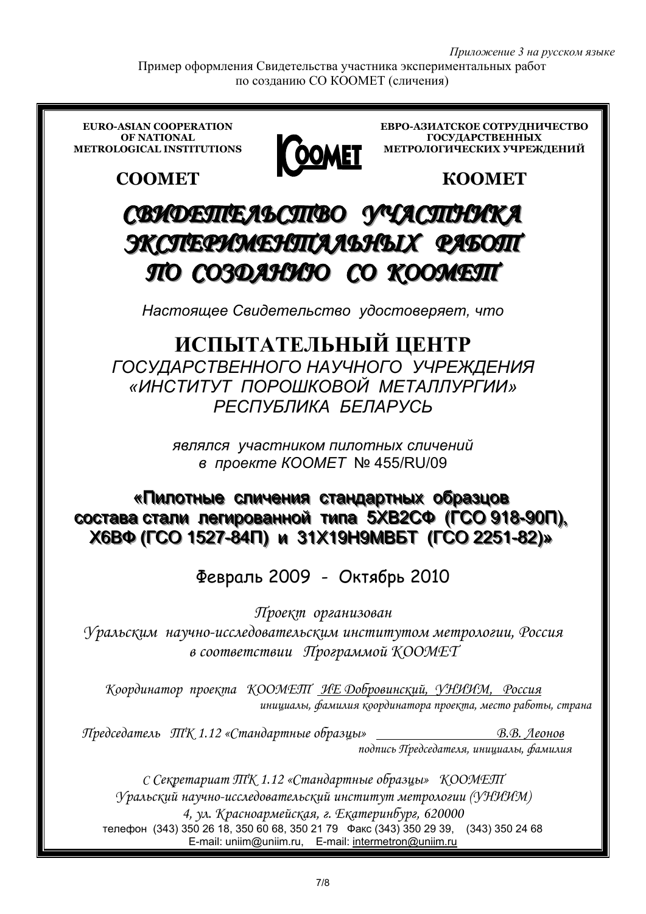*Приложение 3 на русском языке*

Пример оформления Свидетельства участника экспериментальных работ по созданию СО КООМЕТ (сличения)

**EURO-ASIAN COOPERATION OF NATIONAL METROLOGICAL INSTITUTIONS**

**ЕВРО-АЗИАТСКОЕ СОТРУДНИЧЕСТВО ГОСУДАРСТВЕННЫХ МЕТРОЛОГИЧЕСКИХ УЧРЕЖДЕНИЙ**

COOMET

**COOMET** **КООМЕТ**

# СВИДЕТЕЛЬСТВО УЧАСТНИКА ЭКСПЕРИМЕНТАЛЬНЫХ РАБОТ ПО СОЗДАНИЮ СО КООМЕТ

*Настоящее Свидетельство удостоверяет, что*

## ИСПЫТАТЕЛЬНЫЙ ЦЕНТР

*ГОСУДАРСТВЕННОГО НАУЧНОГО УЧРЕЖДЕНИЯ «ИНСТИТУТ ПОРОШКОВОЙ МЕТАЛЛУРГИИ» РЕСПУБЛИКА БЕЛАРУСЬ*

*являлся участником пилотных сличений в проекте КООМЕТ* № 455/RU/09

**«Пилотные сличения стандартных образцов состава стали легированной типа 5ХВ2СФ (ГСО 918-90П), Х6ВФ (ГСО 1527-84П) и 31Х19Н9МВБТ (ГСО 2251-82)»**

Февраль 2009 - Октябрь 2010

*Проект организован Уральским научно-исследовательским институтом метрологии, Россия в соответствии Программой КООМЕТ*

*Координатор проекта КООМЕТ ИЕ Добровинский, УНИИМ, Россия*
*инициалы, фамилия координатора проекта, место работы, страна*

*Председатель ТК 1.12 «Стандартные образцы»* ________________ *В.В. Леонов*
*подпись Председателя, инициалы, фамилия*

*С Секретариат ТК 1.12 «Стандартные образцы» КООМЕТ*
*Уральский научно-исследовательский институт метрологии (УНИИМ)*
*4, ул. Красноармейская, г. Екатеринбург, 620000*
телефон (343) 350 26 18, 350 60 68, 350 21 79 Факс (343) 350 29 39, (343) 350 24 68
E-mail: uniim@uniim.ru, E-mail: intermetron@uniim.ru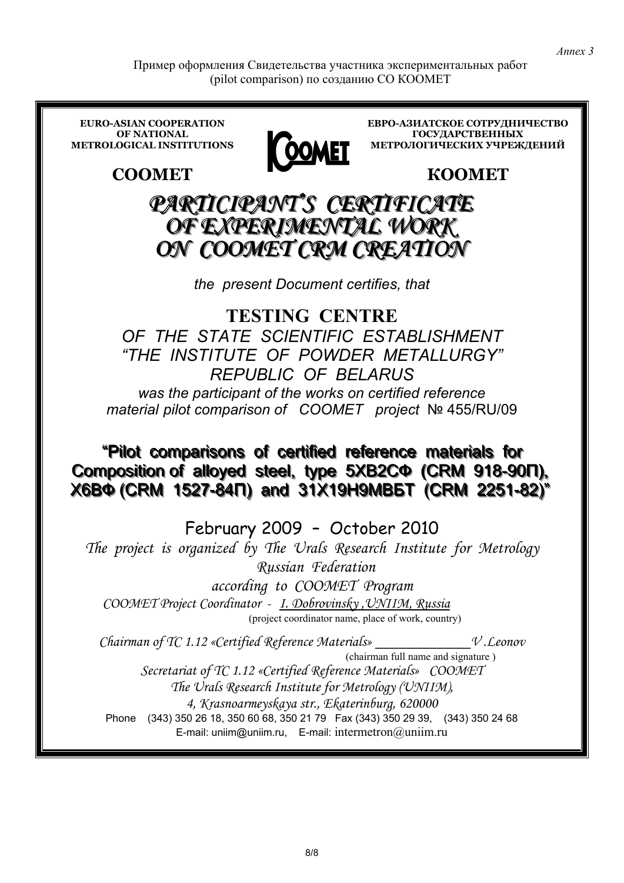*Annex 3*

Пример оформления Свидетельства участника экспериментальных работ (pilot comparison) по созданию СО КООМЕТ

**EURO-ASIAN COOPERATION OF NATIONAL METROLOGICAL INSTITUTIONS**

**ЕВРО-АЗИАТСКОЕ СОТРУДНИЧЕСТВО ГОСУДАРСТВЕННЫХ МЕТРОЛОГИЧЕСКИХ УЧРЕЖДЕНИЙ**

**COOMET** **КООМЕТ**

# *PARTICIPANT'S CERTIFICATE OF EXPERIMENTAL WORK ON COOMET CRM CREATION*

*the present Document certifies, that*

## TESTING CENTRE

*OF THE STATE SCIENTIFIC ESTABLISHMENT "THE INSTITUTE OF POWDER METALLURGY" REPUBLIC OF BELARUS*

*was the participant of the works on certified reference material pilot comparison of COOMET project* № 455/RU/09

**"Pilot comparisons of certified reference materials for Composition of alloyed steel, type 5ХВ2СФ (CRM 918-90П), Х6ВФ (CRM 1527-84П) and 31Х19Н9МВБТ (CRM 2251-82)"**

February 2009 – October 2010

*The project is organized by The Urals Research Institute for Metrology Russian Federation according to COOMET Program*

*COOMET Project Coordinator - I. Dobrovinsky ,UNIIM, Russia*
(project coordinator name, place of work, country)

*Chairman of TC 1.12 «Certified Reference Materials»* ______________ *V .Leonov*
(chairman full name and signature )

*Secretariat of TC 1.12 «Certified Reference Materials» COOMET*
*The Urals Research Institute for Metrology (UNIIM),*
*4, Krasnoarmeyskaya str., Ekaterinburg, 620000*

Phone (343) 350 26 18, 350 60 68, 350 21 79 Fax (343) 350 29 39, (343) 350 24 68
E-mail: uniim@uniim.ru, E-mail: intermetron@uniim.ru